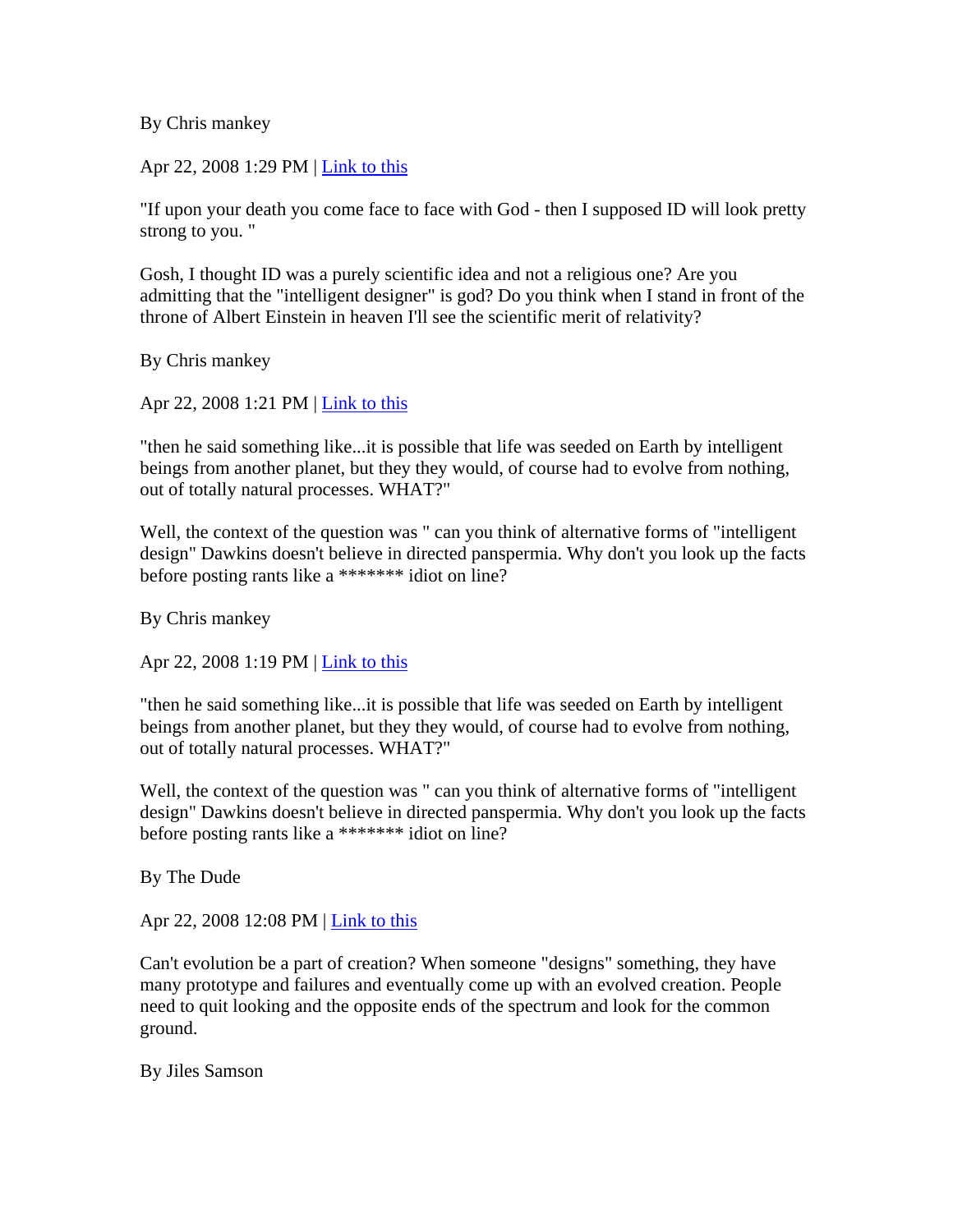By Chris mankey

Apr 22, 2008 1:29 PM | Link to this

"If upon your death you come face to face with God - then I supposed ID will look pretty strong to you. "

Gosh, I thought ID was a purely scientific idea and not a religious one? Are you admitting that the "intelligent designer" is god? Do you think when I stand in front of the throne of Albert Einstein in heaven I'll see the scientific merit of relativity?

By Chris mankey

Apr 22, 2008 1:21 PM | Link to this

"then he said something like...it is possible that life was seeded on Earth by intelligent beings from another planet, but they they would, of course had to evolve from nothing, out of totally natural processes. WHAT?"

Well, the context of the question was " can you think of alternative forms of "intelligent design" Dawkins doesn't believe in directed panspermia. Why don't you look up the facts before posting rants like a ******* idiot on line?

By Chris mankey

Apr 22, 2008 1:19 PM | Link to this

"then he said something like...it is possible that life was seeded on Earth by intelligent beings from another planet, but they they would, of course had to evolve from nothing, out of totally natural processes. WHAT?"

Well, the context of the question was " can you think of alternative forms of "intelligent design" Dawkins doesn't believe in directed panspermia. Why don't you look up the facts before posting rants like a ******* idiot on line?

By The Dude

Apr 22, 2008 12:08 PM | Link to this

Can't evolution be a part of creation? When someone "designs" something, they have many prototype and failures and eventually come up with an evolved creation. People need to quit looking and the opposite ends of the spectrum and look for the common ground.

By Jiles Samson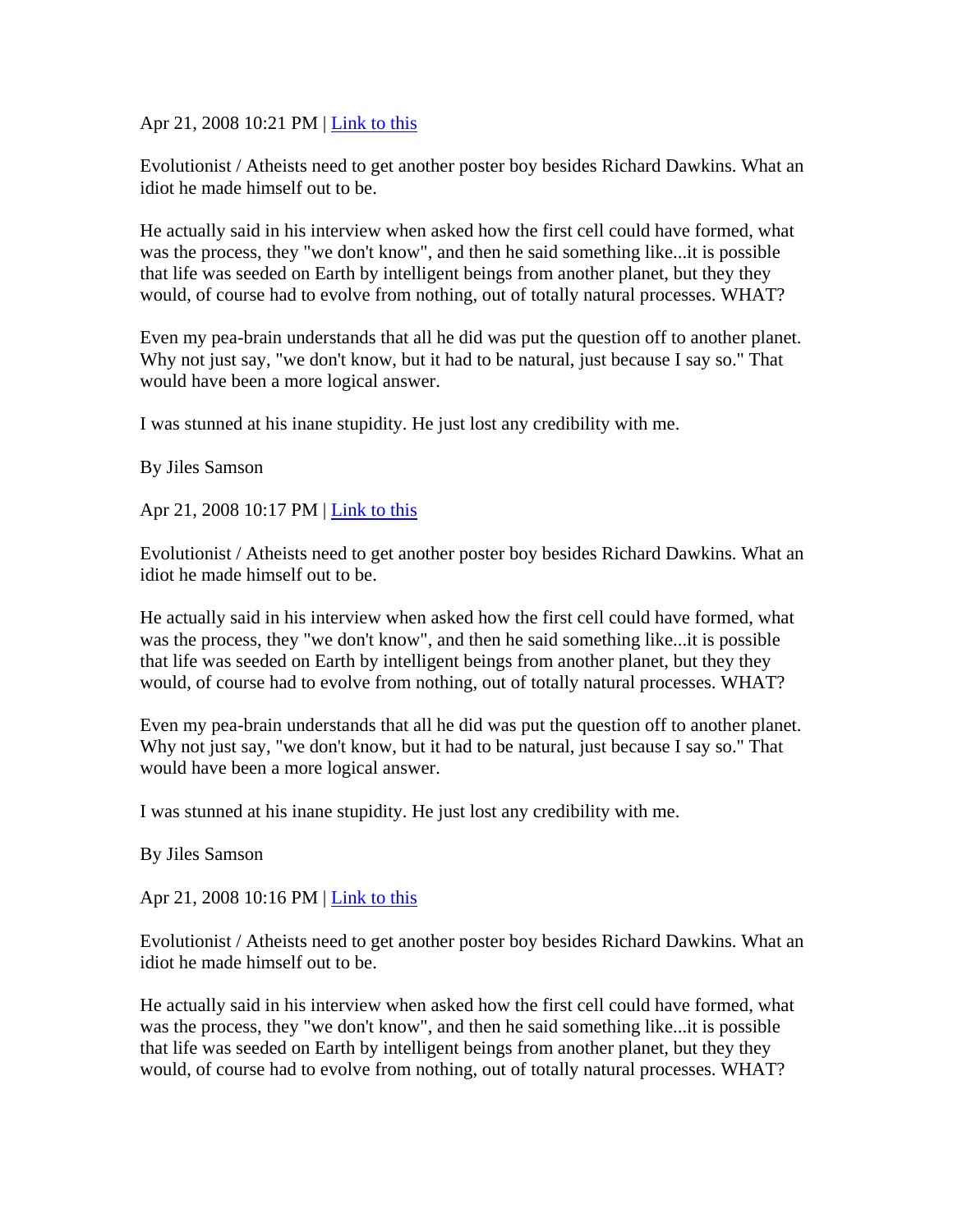Apr 21, 2008 10:21 PM | Link to this

Evolutionist / Atheists need to get another poster boy besides Richard Dawkins. What an idiot he made himself out to be.

He actually said in his interview when asked how the first cell could have formed, what was the process, they "we don't know", and then he said something like...it is possible that life was seeded on Earth by intelligent beings from another planet, but they they would, of course had to evolve from nothing, out of totally natural processes. WHAT?

Even my pea-brain understands that all he did was put the question off to another planet. Why not just say, "we don't know, but it had to be natural, just because I say so." That would have been a more logical answer.

I was stunned at his inane stupidity. He just lost any credibility with me.

By Jiles Samson

Apr 21, 2008 10:17 PM | Link to this

Evolutionist / Atheists need to get another poster boy besides Richard Dawkins. What an idiot he made himself out to be.

He actually said in his interview when asked how the first cell could have formed, what was the process, they "we don't know", and then he said something like...it is possible that life was seeded on Earth by intelligent beings from another planet, but they they would, of course had to evolve from nothing, out of totally natural processes. WHAT?

Even my pea-brain understands that all he did was put the question off to another planet. Why not just say, "we don't know, but it had to be natural, just because I say so." That would have been a more logical answer.

I was stunned at his inane stupidity. He just lost any credibility with me.

By Jiles Samson

Apr 21, 2008 10:16 PM | Link to this

Evolutionist / Atheists need to get another poster boy besides Richard Dawkins. What an idiot he made himself out to be.

He actually said in his interview when asked how the first cell could have formed, what was the process, they "we don't know", and then he said something like...it is possible that life was seeded on Earth by intelligent beings from another planet, but they they would, of course had to evolve from nothing, out of totally natural processes. WHAT?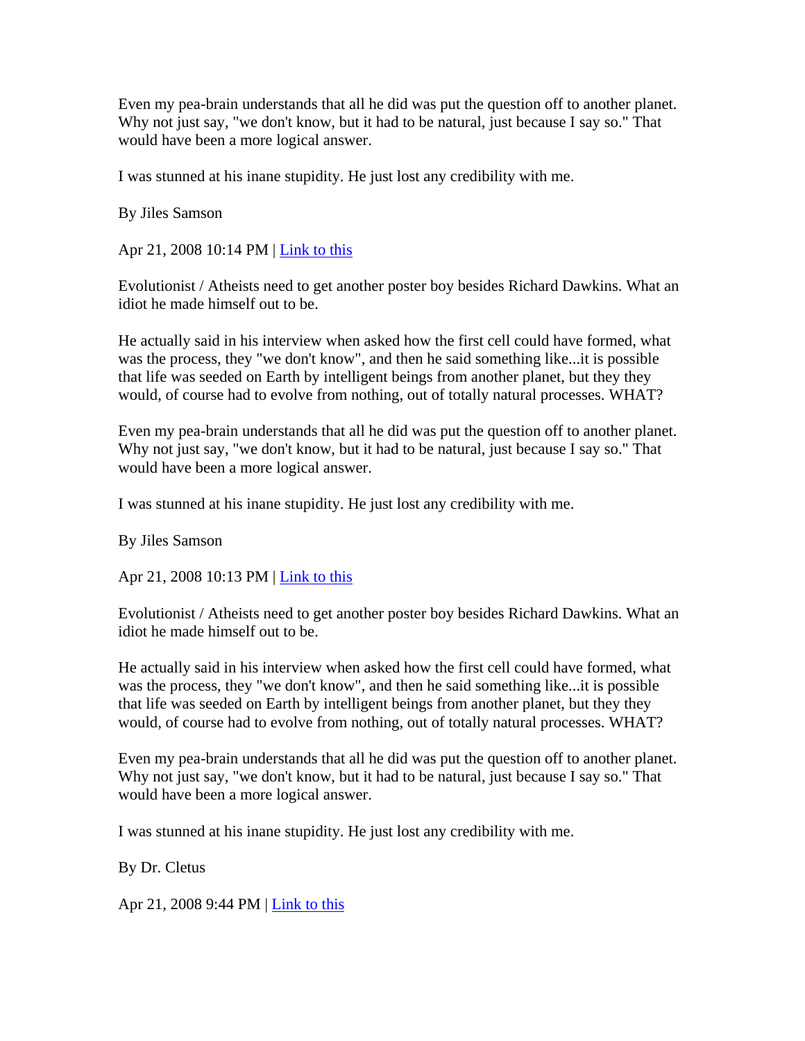Even my pea-brain understands that all he did was put the question off to another planet. Why not just say, "we don't know, but it had to be natural, just because I say so." That would have been a more logical answer.

I was stunned at his inane stupidity. He just lost any credibility with me.

By Jiles Samson

Apr 21, 2008 10:14 PM | Link to this

Evolutionist / Atheists need to get another poster boy besides Richard Dawkins. What an idiot he made himself out to be.

He actually said in his interview when asked how the first cell could have formed, what was the process, they "we don't know", and then he said something like...it is possible that life was seeded on Earth by intelligent beings from another planet, but they they would, of course had to evolve from nothing, out of totally natural processes. WHAT?

Even my pea-brain understands that all he did was put the question off to another planet. Why not just say, "we don't know, but it had to be natural, just because I say so." That would have been a more logical answer.

I was stunned at his inane stupidity. He just lost any credibility with me.

By Jiles Samson

Apr 21, 2008 10:13 PM | Link to this

Evolutionist / Atheists need to get another poster boy besides Richard Dawkins. What an idiot he made himself out to be.

He actually said in his interview when asked how the first cell could have formed, what was the process, they "we don't know", and then he said something like...it is possible that life was seeded on Earth by intelligent beings from another planet, but they they would, of course had to evolve from nothing, out of totally natural processes. WHAT?

Even my pea-brain understands that all he did was put the question off to another planet. Why not just say, "we don't know, but it had to be natural, just because I say so." That would have been a more logical answer.

I was stunned at his inane stupidity. He just lost any credibility with me.

By Dr. Cletus

Apr 21, 2008 9:44 PM | Link to this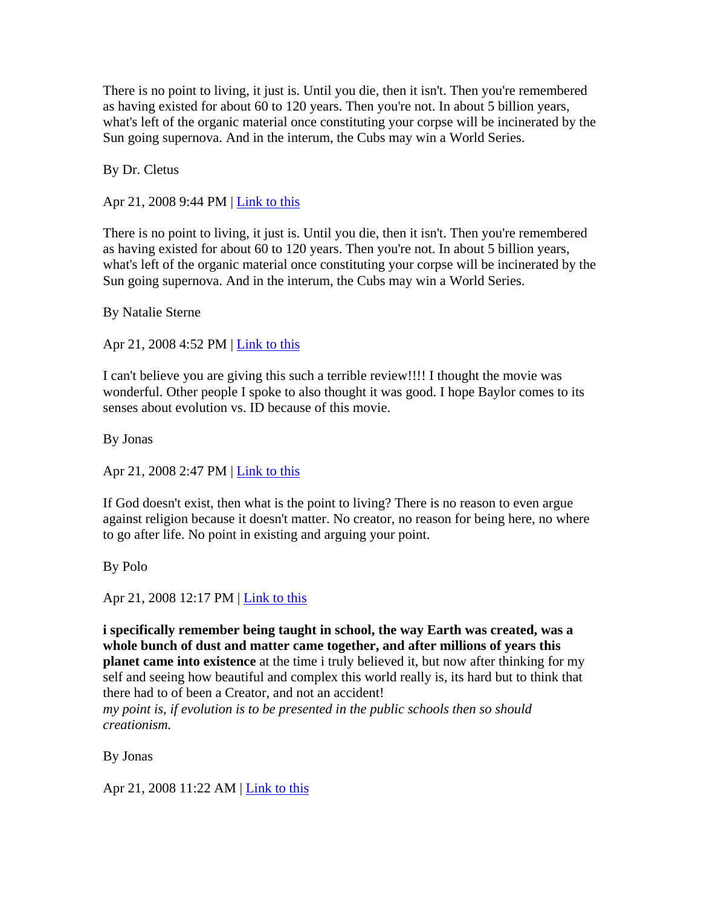There is no point to living, it just is. Until you die, then it isn't. Then you're remembered as having existed for about 60 to 120 years. Then you're not. In about 5 billion years, what's left of the organic material once constituting your corpse will be incinerated by the Sun going supernova. And in the interum, the Cubs may win a World Series.

By Dr. Cletus

Apr 21, 2008 9:44 PM | [Link to this]

There is no point to living, it just is. Until you die, then it isn't. Then you're remembered as having existed for about 60 to 120 years. Then you're not. In about 5 billion years, what's left of the organic material once constituting your corpse will be incinerated by the Sun going supernova. And in the interum, the Cubs may win a World Series.

By Natalie Sterne

Apr 21, 2008 4:52 PM | [Link to this]

I can't believe you are giving this such a terrible review!!!! I thought the movie was wonderful. Other people I spoke to also thought it was good. I hope Baylor comes to its senses about evolution vs. ID because of this movie.

By Jonas

Apr 21, 2008 2:47 PM | [Link to this]

If God doesn't exist, then what is the point to living? There is no reason to even argue against religion because it doesn't matter. No creator, no reason for being here, no where to go after life. No point in existing and arguing your point.

By Polo

Apr 21, 2008 12:17 PM | [Link to this]

**i specifically remember being taught in school, the way Earth was created, was a whole bunch of dust and matter came together, and after millions of years this planet came into existence** at the time i truly believed it, but now after thinking for my self and seeing how beautiful and complex this world really is, its hard but to think that there had to of been a Creator, and not an accident!
*my point is, if evolution is to be presented in the public schools then so should creationism.*

By Jonas

Apr 21, 2008 11:22 AM | [Link to this]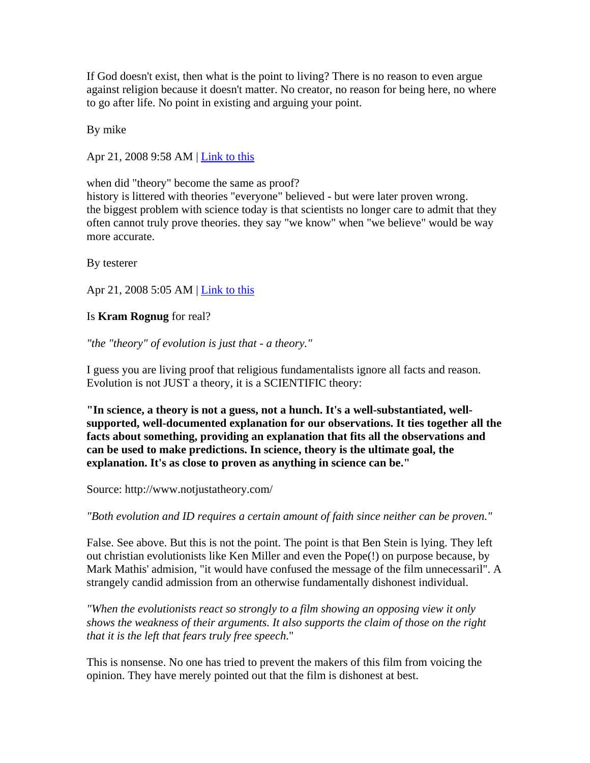If God doesn't exist, then what is the point to living? There is no reason to even argue against religion because it doesn't matter. No creator, no reason for being here, no where to go after life. No point in existing and arguing your point.

By mike

Apr 21, 2008 9:58 AM | [Link to this]()

when did "theory" become the same as proof?
history is littered with theories "everyone" believed - but were later proven wrong.
the biggest problem with science today is that scientists no longer care to admit that they often cannot truly prove theories. they say "we know" when "we believe" would be way more accurate.

By testerer

Apr 21, 2008 5:05 AM | [Link to this]()

Is **Kram Rognug** for real?

*"the "theory" of evolution is just that - a theory."*

I guess you are living proof that religious fundamentalists ignore all facts and reason. Evolution is not JUST a theory, it is a SCIENTIFIC theory:

**"In science, a theory is not a guess, not a hunch. It's a well-substantiated, well-supported, well-documented explanation for our observations. It ties together all the facts about something, providing an explanation that fits all the observations and can be used to make predictions. In science, theory is the ultimate goal, the explanation. It's as close to proven as anything in science can be."**

Source: http://www.notjustatheory.com/

*"Both evolution and ID requires a certain amount of faith since neither can be proven."*

False. See above. But this is not the point. The point is that Ben Stein is lying. They left out christian evolutionists like Ken Miller and even the Pope(!) on purpose because, by Mark Mathis' admision, "it would have confused the message of the film unnecessaril". A strangely candid admission from an otherwise fundamentally dishonest individual.

*"When the evolutionists react so strongly to a film showing an opposing view it only shows the weakness of their arguments. It also supports the claim of those on the right that it is the left that fears truly free speech.*"

This is nonsense. No one has tried to prevent the makers of this film from voicing the opinion. They have merely pointed out that the film is dishonest at best.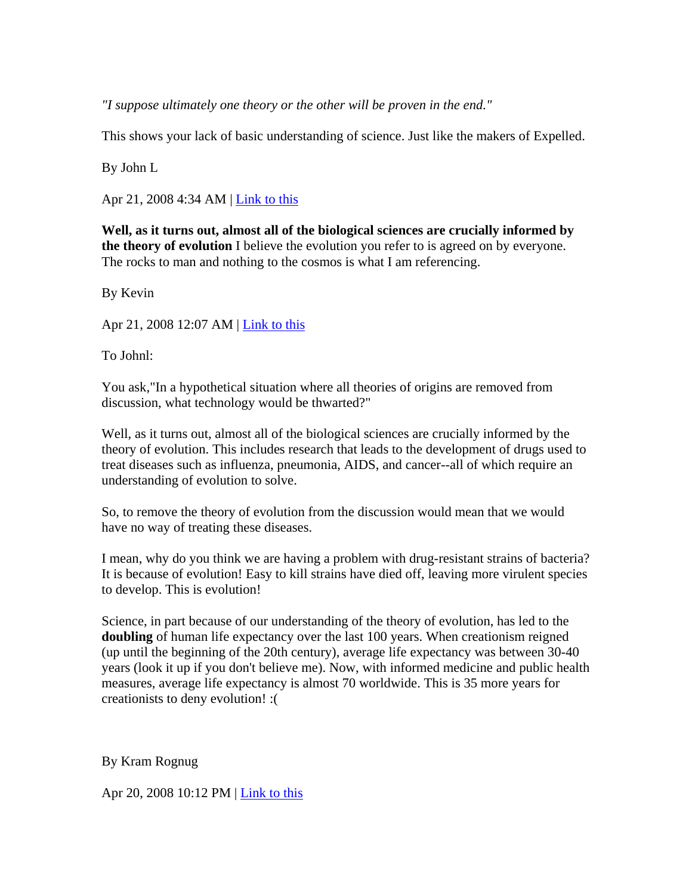*"I suppose ultimately one theory or the other will be proven in the end."*

This shows your lack of basic understanding of science. Just like the makers of Expelled.

By John L

Apr 21, 2008 4:34 AM | Link to this

**Well, as it turns out, almost all of the biological sciences are crucially informed by the theory of evolution** I believe the evolution you refer to is agreed on by everyone. The rocks to man and nothing to the cosmos is what I am referencing.

By Kevin

Apr 21, 2008 12:07 AM | Link to this

To Johnl:

You ask,"In a hypothetical situation where all theories of origins are removed from discussion, what technology would be thwarted?"

Well, as it turns out, almost all of the biological sciences are crucially informed by the theory of evolution. This includes research that leads to the development of drugs used to treat diseases such as influenza, pneumonia, AIDS, and cancer--all of which require an understanding of evolution to solve.

So, to remove the theory of evolution from the discussion would mean that we would have no way of treating these diseases.

I mean, why do you think we are having a problem with drug-resistant strains of bacteria? It is because of evolution! Easy to kill strains have died off, leaving more virulent species to develop. This is evolution!

Science, in part because of our understanding of the theory of evolution, has led to the **doubling** of human life expectancy over the last 100 years. When creationism reigned (up until the beginning of the 20th century), average life expectancy was between 30-40 years (look it up if you don't believe me). Now, with informed medicine and public health measures, average life expectancy is almost 70 worldwide. This is 35 more years for creationists to deny evolution! :(

By Kram Rognug

Apr 20, 2008 10:12 PM | Link to this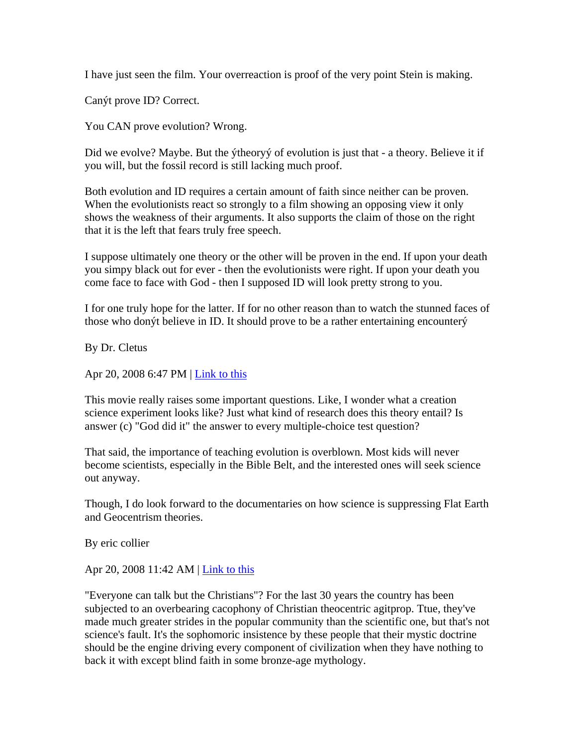I have just seen the film. Your overreaction is proof of the very point Stein is making.

Canýt prove ID? Correct.

You CAN prove evolution? Wrong.

Did we evolve? Maybe. But the ýtheoryý of evolution is just that - a theory. Believe it if you will, but the fossil record is still lacking much proof.

Both evolution and ID requires a certain amount of faith since neither can be proven. When the evolutionists react so strongly to a film showing an opposing view it only shows the weakness of their arguments. It also supports the claim of those on the right that it is the left that fears truly free speech.

I suppose ultimately one theory or the other will be proven in the end. If upon your death you simpy black out for ever - then the evolutionists were right. If upon your death you come face to face with God - then I supposed ID will look pretty strong to you.

I for one truly hope for the latter. If for no other reason than to watch the stunned faces of those who donýt believe in ID. It should prove to be a rather entertaining encounterý

By Dr. Cletus

Apr 20, 2008 6:47 PM | [Link to this]

This movie really raises some important questions. Like, I wonder what a creation science experiment looks like? Just what kind of research does this theory entail? Is answer (c) "God did it" the answer to every multiple-choice test question?

That said, the importance of teaching evolution is overblown. Most kids will never become scientists, especially in the Bible Belt, and the interested ones will seek science out anyway.

Though, I do look forward to the documentaries on how science is suppressing Flat Earth and Geocentrism theories.

By eric collier

Apr 20, 2008 11:42 AM | [Link to this]

"Everyone can talk but the Christians"? For the last 30 years the country has been subjected to an overbearing cacophony of Christian theocentric agitprop. Ttue, they've made much greater strides in the popular community than the scientific one, but that's not science's fault. It's the sophomoric insistence by these people that their mystic doctrine should be the engine driving every component of civilization when they have nothing to back it with except blind faith in some bronze-age mythology.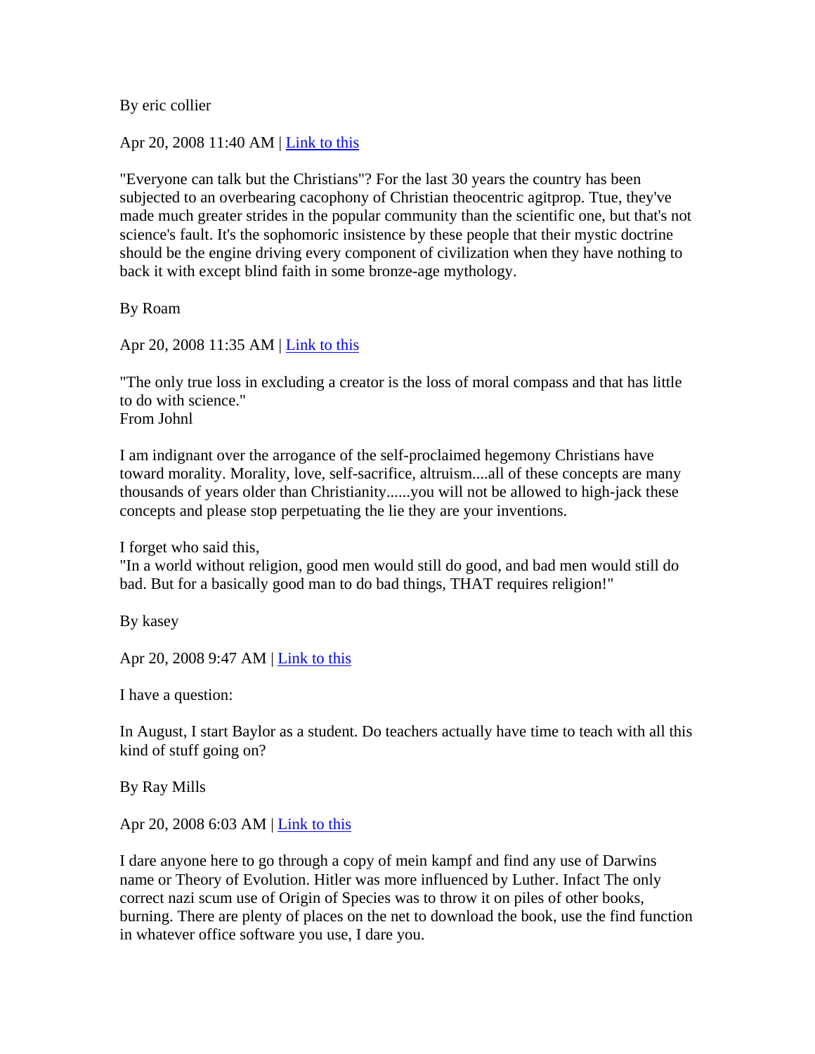By eric collier

Apr 20, 2008 11:40 AM | Link to this

"Everyone can talk but the Christians"? For the last 30 years the country has been subjected to an overbearing cacophony of Christian theocentric agitprop. Ttue, they've made much greater strides in the popular community than the scientific one, but that's not science's fault. It's the sophomoric insistence by these people that their mystic doctrine should be the engine driving every component of civilization when they have nothing to back it with except blind faith in some bronze-age mythology.

By Roam

Apr 20, 2008 11:35 AM | Link to this

"The only true loss in excluding a creator is the loss of moral compass and that has little to do with science."
From Johnl

I am indignant over the arrogance of the self-proclaimed hegemony Christians have toward morality. Morality, love, self-sacrifice, altruism....all of these concepts are many thousands of years older than Christianity......you will not be allowed to high-jack these concepts and please stop perpetuating the lie they are your inventions.

I forget who said this,
"In a world without religion, good men would still do good, and bad men would still do bad. But for a basically good man to do bad things, THAT requires religion!"

By kasey

Apr 20, 2008 9:47 AM | Link to this

I have a question:

In August, I start Baylor as a student. Do teachers actually have time to teach with all this kind of stuff going on?

By Ray Mills

Apr 20, 2008 6:03 AM | Link to this

I dare anyone here to go through a copy of mein kampf and find any use of Darwins name or Theory of Evolution. Hitler was more influenced by Luther. Infact The only correct nazi scum use of Origin of Species was to throw it on piles of other books, burning. There are plenty of places on the net to download the book, use the find function in whatever office software you use, I dare you.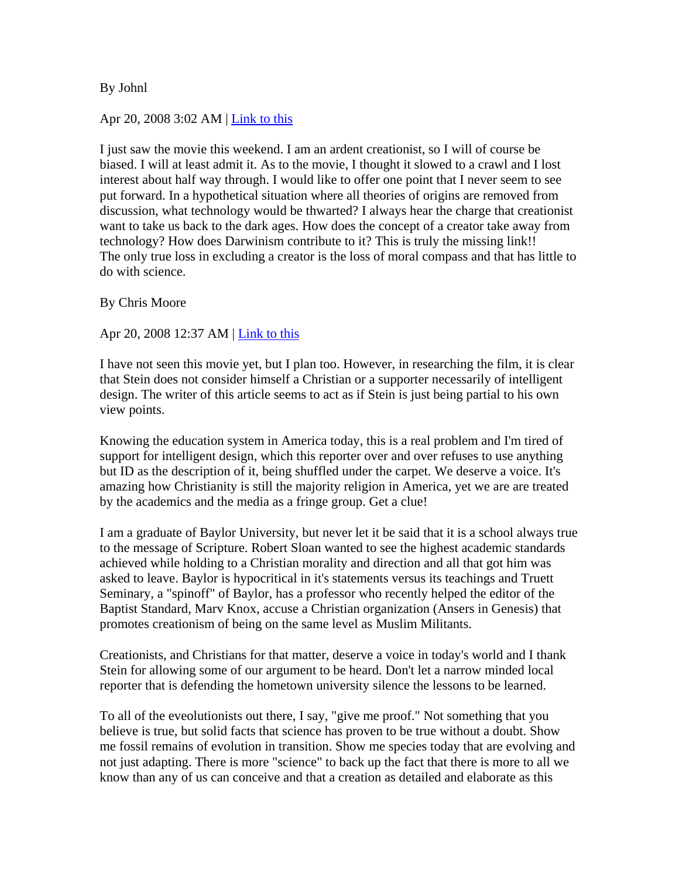By Johnl

Apr 20, 2008 3:02 AM | Link to this

I just saw the movie this weekend. I am an ardent creationist, so I will of course be biased. I will at least admit it. As to the movie, I thought it slowed to a crawl and I lost interest about half way through. I would like to offer one point that I never seem to see put forward. In a hypothetical situation where all theories of origins are removed from discussion, what technology would be thwarted? I always hear the charge that creationist want to take us back to the dark ages. How does the concept of a creator take away from technology? How does Darwinism contribute to it? This is truly the missing link!!
The only true loss in excluding a creator is the loss of moral compass and that has little to do with science.

By Chris Moore

Apr 20, 2008 12:37 AM | Link to this

I have not seen this movie yet, but I plan too. However, in researching the film, it is clear that Stein does not consider himself a Christian or a supporter necessarily of intelligent design. The writer of this article seems to act as if Stein is just being partial to his own view points.

Knowing the education system in America today, this is a real problem and I'm tired of support for intelligent design, which this reporter over and over refuses to use anything but ID as the description of it, being shuffled under the carpet. We deserve a voice. It's amazing how Christianity is still the majority religion in America, yet we are are treated by the academics and the media as a fringe group. Get a clue!

I am a graduate of Baylor University, but never let it be said that it is a school always true to the message of Scripture. Robert Sloan wanted to see the highest academic standards achieved while holding to a Christian morality and direction and all that got him was asked to leave. Baylor is hypocritical in it's statements versus its teachings and Truett Seminary, a "spinoff" of Baylor, has a professor who recently helped the editor of the Baptist Standard, Marv Knox, accuse a Christian organization (Ansers in Genesis) that promotes creationism of being on the same level as Muslim Militants.

Creationists, and Christians for that matter, deserve a voice in today's world and I thank Stein for allowing some of our argument to be heard. Don't let a narrow minded local reporter that is defending the hometown university silence the lessons to be learned.

To all of the eveolutionists out there, I say, "give me proof." Not something that you believe is true, but solid facts that science has proven to be true without a doubt. Show me fossil remains of evolution in transition. Show me species today that are evolving and not just adapting. There is more "science" to back up the fact that there is more to all we know than any of us can conceive and that a creation as detailed and elaborate as this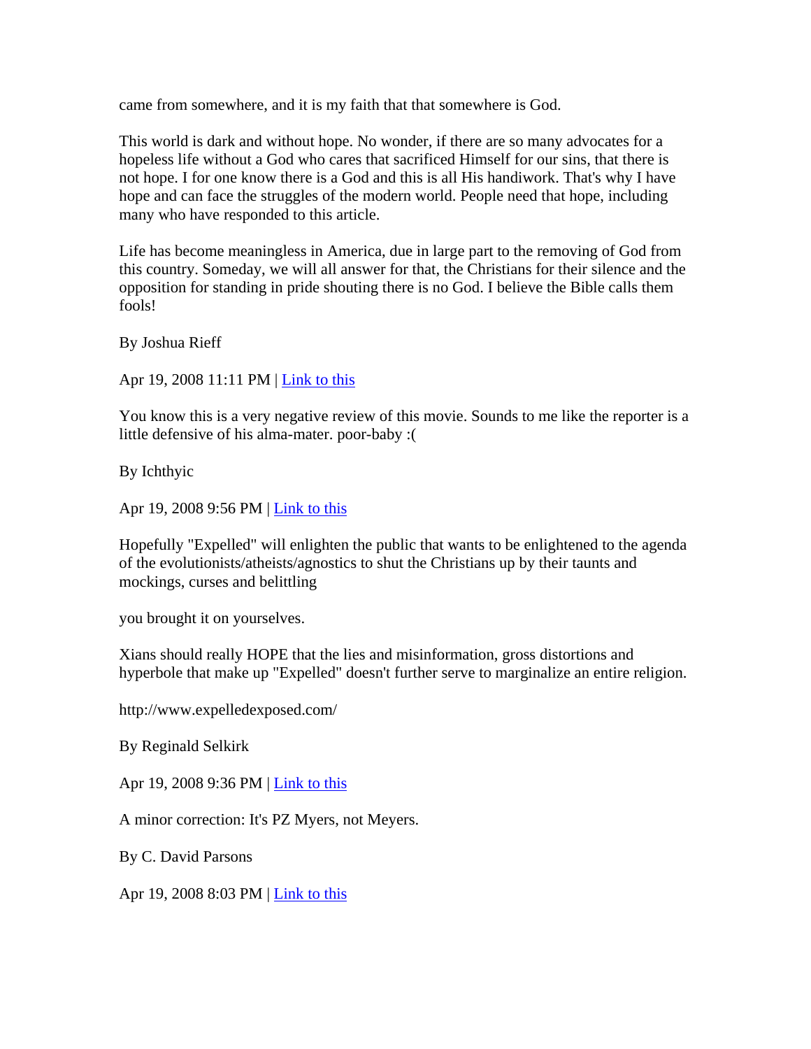came from somewhere, and it is my faith that that somewhere is God.

This world is dark and without hope. No wonder, if there are so many advocates for a hopeless life without a God who cares that sacrificed Himself for our sins, that there is not hope. I for one know there is a God and this is all His handiwork. That's why I have hope and can face the struggles of the modern world. People need that hope, including many who have responded to this article.

Life has become meaningless in America, due in large part to the removing of God from this country. Someday, we will all answer for that, the Christians for their silence and the opposition for standing in pride shouting there is no God. I believe the Bible calls them fools!

By Joshua Rieff

Apr 19, 2008 11:11 PM | Link to this

You know this is a very negative review of this movie. Sounds to me like the reporter is a little defensive of his alma-mater. poor-baby :(

By Ichthyic

Apr 19, 2008 9:56 PM | Link to this

Hopefully "Expelled" will enlighten the public that wants to be enlightened to the agenda of the evolutionists/atheists/agnostics to shut the Christians up by their taunts and mockings, curses and belittling

you brought it on yourselves.

Xians should really HOPE that the lies and misinformation, gross distortions and hyperbole that make up "Expelled" doesn't further serve to marginalize an entire religion.

http://www.expelledexposed.com/

By Reginald Selkirk

Apr 19, 2008 9:36 PM | Link to this

A minor correction: It's PZ Myers, not Meyers.

By C. David Parsons

Apr 19, 2008 8:03 PM | Link to this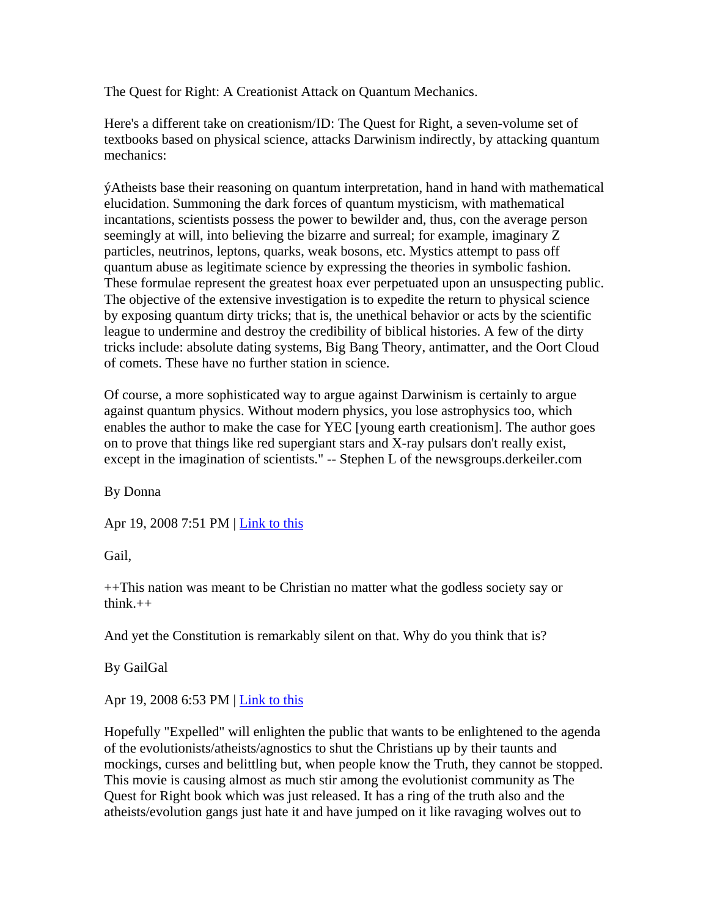The Quest for Right: A Creationist Attack on Quantum Mechanics.

Here's a different take on creationism/ID: The Quest for Right, a seven-volume set of textbooks based on physical science, attacks Darwinism indirectly, by attacking quantum mechanics:

ýAtheists base their reasoning on quantum interpretation, hand in hand with mathematical elucidation. Summoning the dark forces of quantum mysticism, with mathematical incantations, scientists possess the power to bewilder and, thus, con the average person seemingly at will, into believing the bizarre and surreal; for example, imaginary Z particles, neutrinos, leptons, quarks, weak bosons, etc. Mystics attempt to pass off quantum abuse as legitimate science by expressing the theories in symbolic fashion. These formulae represent the greatest hoax ever perpetuated upon an unsuspecting public. The objective of the extensive investigation is to expedite the return to physical science by exposing quantum dirty tricks; that is, the unethical behavior or acts by the scientific league to undermine and destroy the credibility of biblical histories. A few of the dirty tricks include: absolute dating systems, Big Bang Theory, antimatter, and the Oort Cloud of comets. These have no further station in science.

Of course, a more sophisticated way to argue against Darwinism is certainly to argue against quantum physics. Without modern physics, you lose astrophysics too, which enables the author to make the case for YEC [young earth creationism]. The author goes on to prove that things like red supergiant stars and X-ray pulsars don't really exist, except in the imagination of scientists." -- Stephen L of the newsgroups.derkeiler.com

By Donna

Apr 19, 2008 7:51 PM | Link to this

Gail,

++This nation was meant to be Christian no matter what the godless society say or think.++

And yet the Constitution is remarkably silent on that. Why do you think that is?

By GailGal

Apr 19, 2008 6:53 PM | Link to this

Hopefully "Expelled" will enlighten the public that wants to be enlightened to the agenda of the evolutionists/atheists/agnostics to shut the Christians up by their taunts and mockings, curses and belittling but, when people know the Truth, they cannot be stopped. This movie is causing almost as much stir among the evolutionist community as The Quest for Right book which was just released. It has a ring of the truth also and the atheists/evolution gangs just hate it and have jumped on it like ravaging wolves out to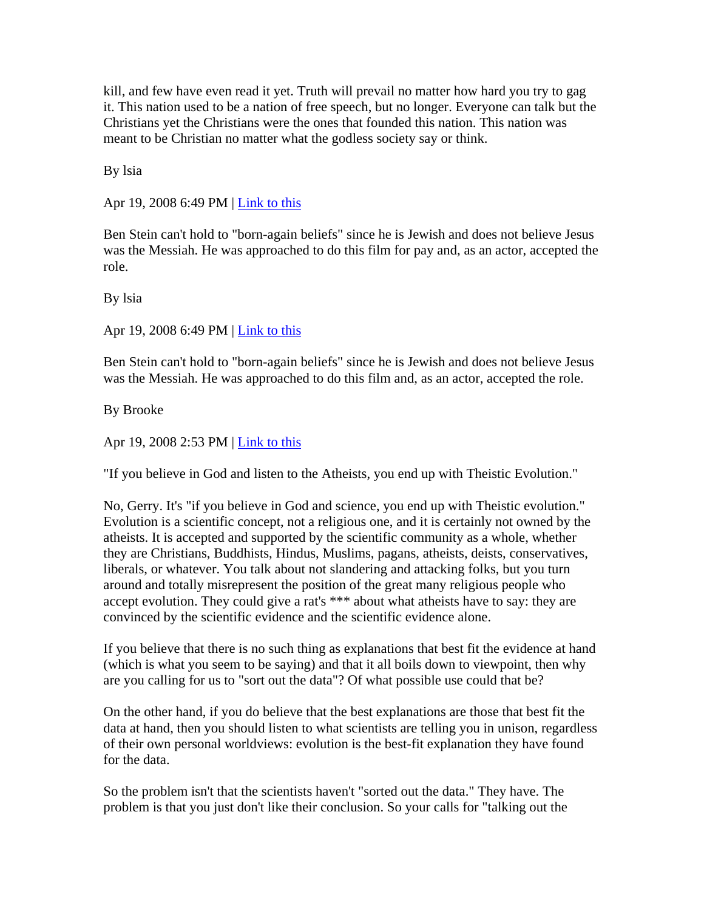kill, and few have even read it yet. Truth will prevail no matter how hard you try to gag it. This nation used to be a nation of free speech, but no longer. Everyone can talk but the Christians yet the Christians were the ones that founded this nation. This nation was meant to be Christian no matter what the godless society say or think.

By lsia

Apr 19, 2008 6:49 PM | [Link to this]()

Ben Stein can't hold to "born-again beliefs" since he is Jewish and does not believe Jesus was the Messiah. He was approached to do this film for pay and, as an actor, accepted the role.

By lsia

Apr 19, 2008 6:49 PM | [Link to this]()

Ben Stein can't hold to "born-again beliefs" since he is Jewish and does not believe Jesus was the Messiah. He was approached to do this film and, as an actor, accepted the role.

By Brooke

Apr 19, 2008 2:53 PM | [Link to this]()

"If you believe in God and listen to the Atheists, you end up with Theistic Evolution."

No, Gerry. It's "if you believe in God and science, you end up with Theistic evolution." Evolution is a scientific concept, not a religious one, and it is certainly not owned by the atheists. It is accepted and supported by the scientific community as a whole, whether they are Christians, Buddhists, Hindus, Muslims, pagans, atheists, deists, conservatives, liberals, or whatever. You talk about not slandering and attacking folks, but you turn around and totally misrepresent the position of the great many religious people who accept evolution. They could give a rat's *** about what atheists have to say: they are convinced by the scientific evidence and the scientific evidence alone.

If you believe that there is no such thing as explanations that best fit the evidence at hand (which is what you seem to be saying) and that it all boils down to viewpoint, then why are you calling for us to "sort out the data"? Of what possible use could that be?

On the other hand, if you do believe that the best explanations are those that best fit the data at hand, then you should listen to what scientists are telling you in unison, regardless of their own personal worldviews: evolution is the best-fit explanation they have found for the data.

So the problem isn't that the scientists haven't "sorted out the data." They have. The problem is that you just don't like their conclusion. So your calls for "talking out the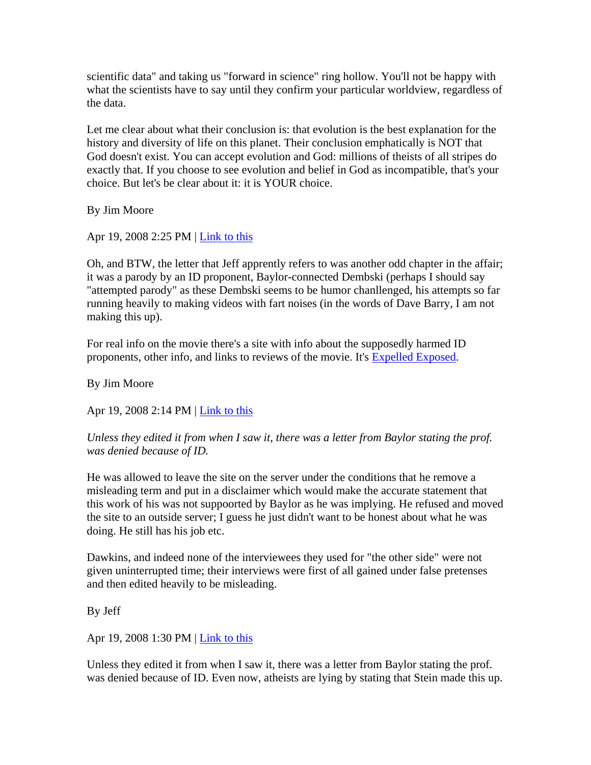scientific data" and taking us "forward in science" ring hollow. You'll not be happy with what the scientists have to say until they confirm your particular worldview, regardless of the data.

Let me clear about what their conclusion is: that evolution is the best explanation for the history and diversity of life on this planet. Their conclusion emphatically is NOT that God doesn't exist. You can accept evolution and God: millions of theists of all stripes do exactly that. If you choose to see evolution and belief in God as incompatible, that's your choice. But let's be clear about it: it is YOUR choice.

By Jim Moore

Apr 19, 2008 2:25 PM | Link to this

Oh, and BTW, the letter that Jeff apprently refers to was another odd chapter in the affair; it was a parody by an ID proponent, Baylor-connected Dembski (perhaps I should say "attempted parody" as these Dembski seems to be humor chanllenged, his attempts so far running heavily to making videos with fart noises (in the words of Dave Barry, I am not making this up).

For real info on the movie there's a site with info about the supposedly harmed ID proponents, other info, and links to reviews of the movie. It's Expelled Exposed.

By Jim Moore

Apr 19, 2008 2:14 PM | Link to this

*Unless they edited it from when I saw it, there was a letter from Baylor stating the prof. was denied because of ID.*

He was allowed to leave the site on the server under the conditions that he remove a misleading term and put in a disclaimer which would make the accurate statement that this work of his was not suppoorted by Baylor as he was implying. He refused and moved the site to an outside server; I guess he just didn't want to be honest about what he was doing. He still has his job etc.

Dawkins, and indeed none of the interviewees they used for "the other side" were not given uninterrupted time; their interviews were first of all gained under false pretenses and then edited heavily to be misleading.

By Jeff

Apr 19, 2008 1:30 PM | Link to this

Unless they edited it from when I saw it, there was a letter from Baylor stating the prof. was denied because of ID. Even now, atheists are lying by stating that Stein made this up.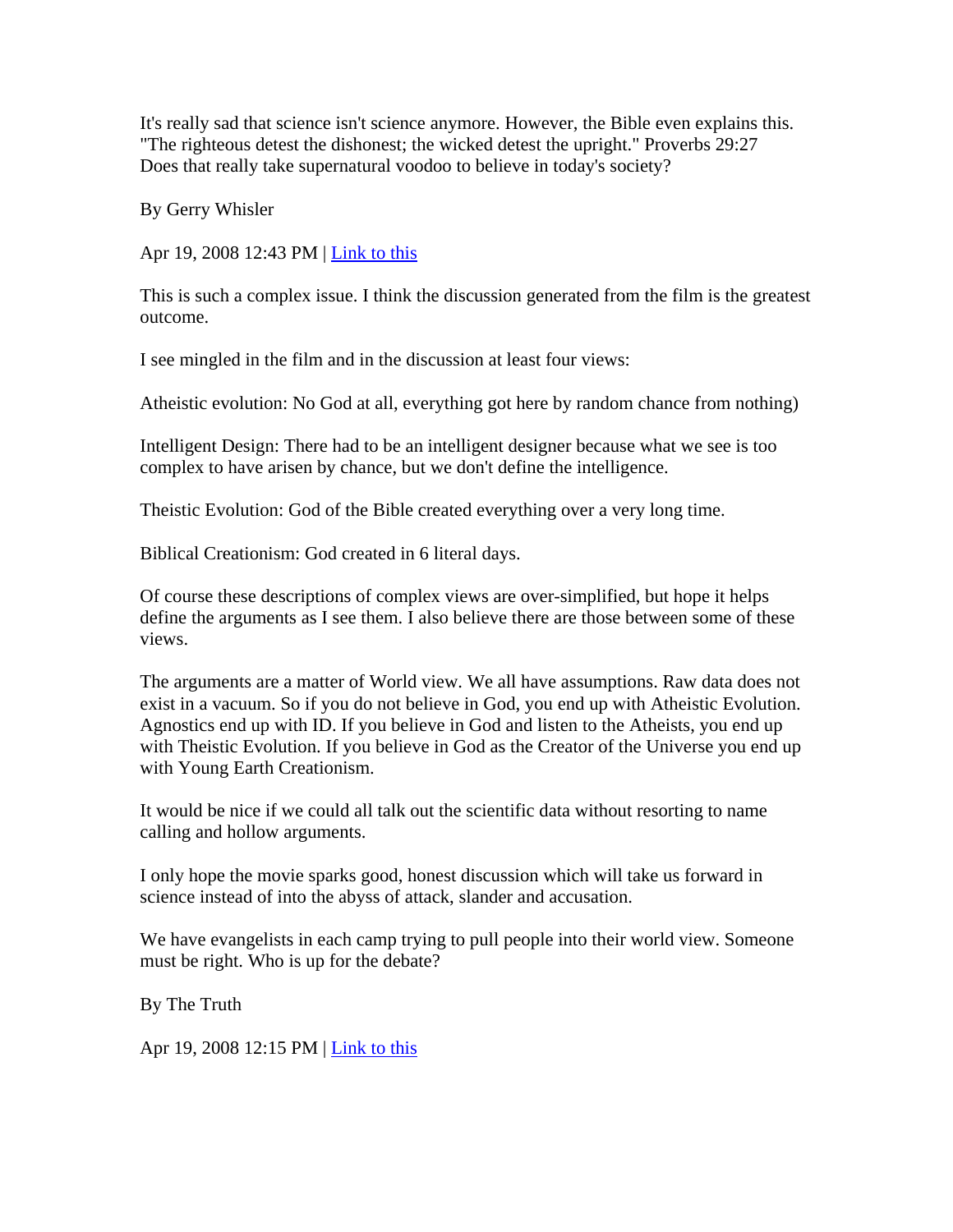It's really sad that science isn't science anymore. However, the Bible even explains this. "The righteous detest the dishonest; the wicked detest the upright." Proverbs 29:27
Does that really take supernatural voodoo to believe in today's society?

By Gerry Whisler

Apr 19, 2008 12:43 PM | Link to this

This is such a complex issue. I think the discussion generated from the film is the greatest outcome.

I see mingled in the film and in the discussion at least four views:

Atheistic evolution: No God at all, everything got here by random chance from nothing)

Intelligent Design: There had to be an intelligent designer because what we see is too complex to have arisen by chance, but we don't define the intelligence.

Theistic Evolution: God of the Bible created everything over a very long time.

Biblical Creationism: God created in 6 literal days.

Of course these descriptions of complex views are over-simplified, but hope it helps define the arguments as I see them. I also believe there are those between some of these views.

The arguments are a matter of World view. We all have assumptions. Raw data does not exist in a vacuum. So if you do not believe in God, you end up with Atheistic Evolution. Agnostics end up with ID. If you believe in God and listen to the Atheists, you end up with Theistic Evolution. If you believe in God as the Creator of the Universe you end up with Young Earth Creationism.

It would be nice if we could all talk out the scientific data without resorting to name calling and hollow arguments.

I only hope the movie sparks good, honest discussion which will take us forward in science instead of into the abyss of attack, slander and accusation.

We have evangelists in each camp trying to pull people into their world view. Someone must be right. Who is up for the debate?

By The Truth

Apr 19, 2008 12:15 PM | Link to this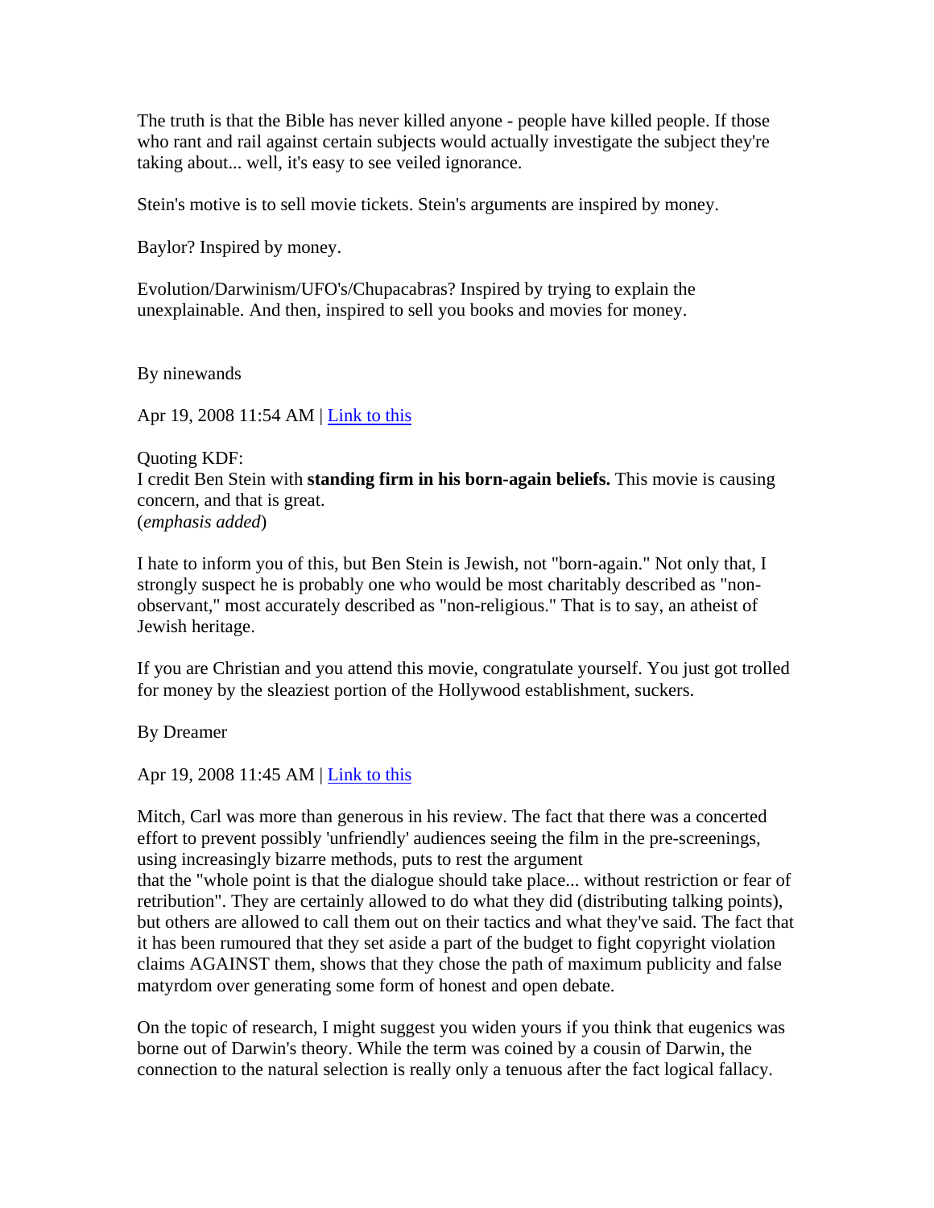The truth is that the Bible has never killed anyone - people have killed people. If those who rant and rail against certain subjects would actually investigate the subject they're taking about... well, it's easy to see veiled ignorance.

Stein's motive is to sell movie tickets. Stein's arguments are inspired by money.

Baylor? Inspired by money.

Evolution/Darwinism/UFO's/Chupacabras? Inspired by trying to explain the unexplainable. And then, inspired to sell you books and movies for money.

By ninewands

Apr 19, 2008 11:54 AM | Link to this

Quoting KDF:
I credit Ben Stein with **standing firm in his born-again beliefs.** This movie is causing concern, and that is great.
(*emphasis added*)

I hate to inform you of this, but Ben Stein is Jewish, not "born-again." Not only that, I strongly suspect he is probably one who would be most charitably described as "non-observant," most accurately described as "non-religious." That is to say, an atheist of Jewish heritage.

If you are Christian and you attend this movie, congratulate yourself. You just got trolled for money by the sleaziest portion of the Hollywood establishment, suckers.

By Dreamer

Apr 19, 2008 11:45 AM | Link to this

Mitch, Carl was more than generous in his review. The fact that there was a concerted effort to prevent possibly 'unfriendly' audiences seeing the film in the pre-screenings, using increasingly bizarre methods, puts to rest the argument that the "whole point is that the dialogue should take place... without restriction or fear of retribution". They are certainly allowed to do what they did (distributing talking points), but others are allowed to call them out on their tactics and what they've said. The fact that it has been rumoured that they set aside a part of the budget to fight copyright violation claims AGAINST them, shows that they chose the path of maximum publicity and false matyrdom over generating some form of honest and open debate.

On the topic of research, I might suggest you widen yours if you think that eugenics was borne out of Darwin's theory. While the term was coined by a cousin of Darwin, the connection to the natural selection is really only a tenuous after the fact logical fallacy.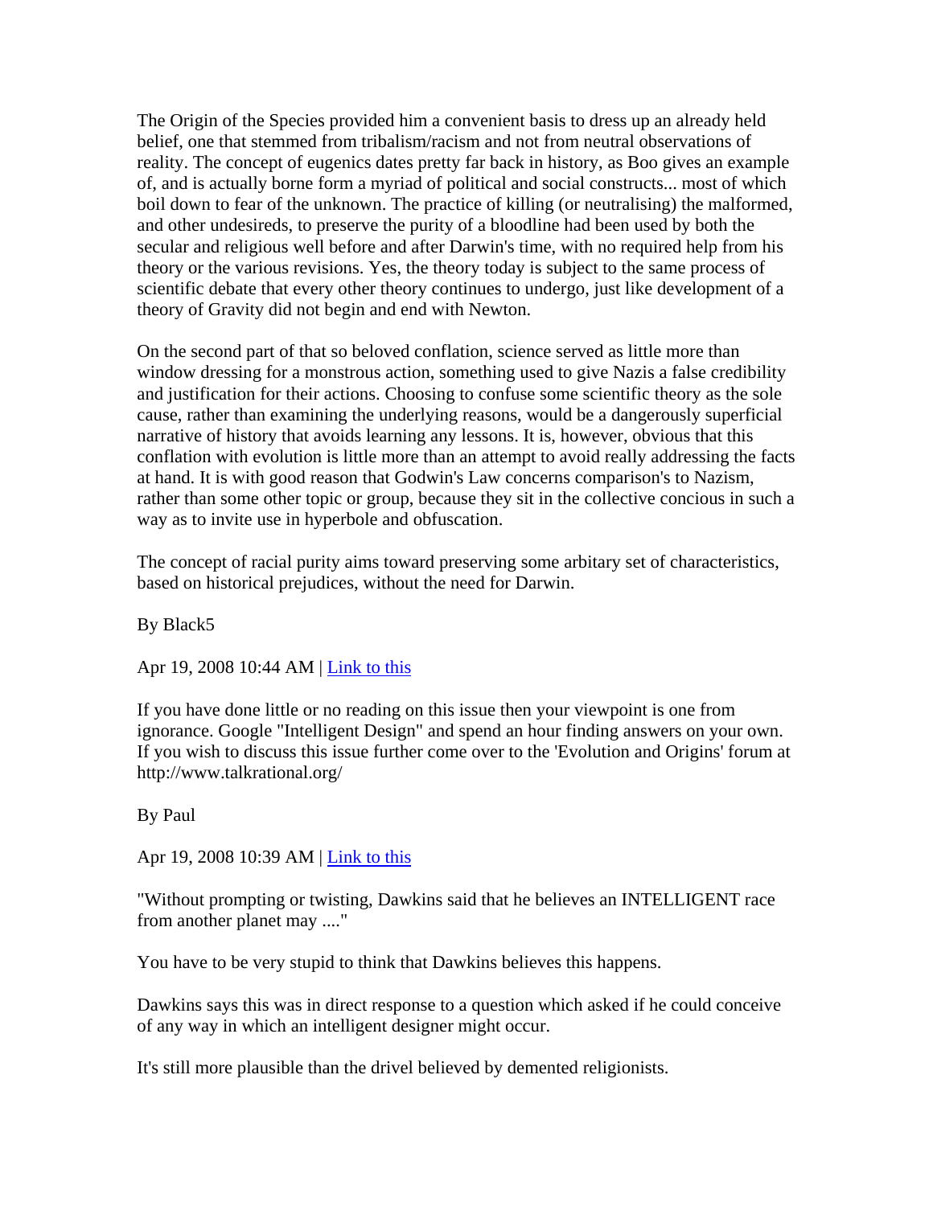The Origin of the Species provided him a convenient basis to dress up an already held belief, one that stemmed from tribalism/racism and not from neutral observations of reality. The concept of eugenics dates pretty far back in history, as Boo gives an example of, and is actually borne form a myriad of political and social constructs... most of which boil down to fear of the unknown. The practice of killing (or neutralising) the malformed, and other undesireds, to preserve the purity of a bloodline had been used by both the secular and religious well before and after Darwin's time, with no required help from his theory or the various revisions. Yes, the theory today is subject to the same process of scientific debate that every other theory continues to undergo, just like development of a theory of Gravity did not begin and end with Newton.

On the second part of that so beloved conflation, science served as little more than window dressing for a monstrous action, something used to give Nazis a false credibility and justification for their actions. Choosing to confuse some scientific theory as the sole cause, rather than examining the underlying reasons, would be a dangerously superficial narrative of history that avoids learning any lessons. It is, however, obvious that this conflation with evolution is little more than an attempt to avoid really addressing the facts at hand. It is with good reason that Godwin's Law concerns comparison's to Nazism, rather than some other topic or group, because they sit in the collective concious in such a way as to invite use in hyperbole and obfuscation.

The concept of racial purity aims toward preserving some arbitary set of characteristics, based on historical prejudices, without the need for Darwin.

By Black5

Apr 19, 2008 10:44 AM | Link to this

If you have done little or no reading on this issue then your viewpoint is one from ignorance. Google "Intelligent Design" and spend an hour finding answers on your own. If you wish to discuss this issue further come over to the 'Evolution and Origins' forum at http://www.talkrational.org/

By Paul

Apr 19, 2008 10:39 AM | Link to this

"Without prompting or twisting, Dawkins said that he believes an INTELLIGENT race from another planet may ...."

You have to be very stupid to think that Dawkins believes this happens.

Dawkins says this was in direct response to a question which asked if he could conceive of any way in which an intelligent designer might occur.

It's still more plausible than the drivel believed by demented religionists.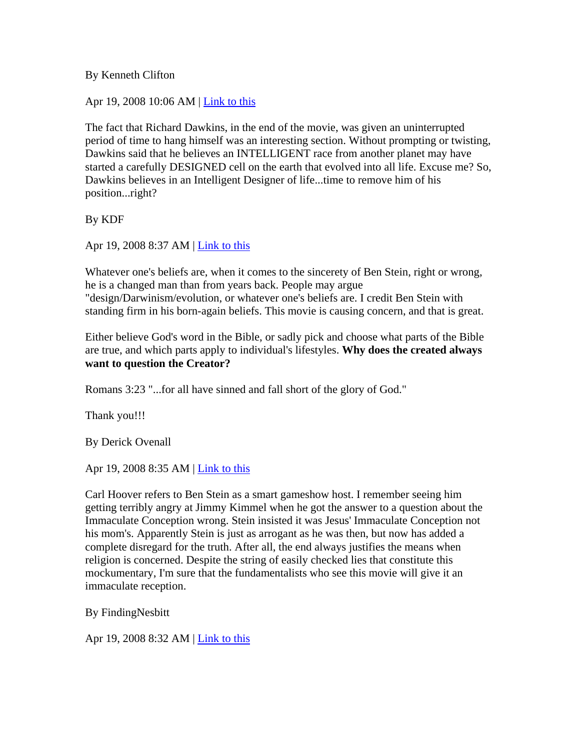By Kenneth Clifton

Apr 19, 2008 10:06 AM | [Link to this]

The fact that Richard Dawkins, in the end of the movie, was given an uninterrupted period of time to hang himself was an interesting section. Without prompting or twisting, Dawkins said that he believes an INTELLIGENT race from another planet may have started a carefully DESIGNED cell on the earth that evolved into all life. Excuse me? So, Dawkins believes in an Intelligent Designer of life...time to remove him of his position...right?

By KDF

Apr 19, 2008 8:37 AM | [Link to this]

Whatever one's beliefs are, when it comes to the sincerety of Ben Stein, right or wrong, he is a changed man than from years back. People may argue "design/Darwinism/evolution, or whatever one's beliefs are. I credit Ben Stein with standing firm in his born-again beliefs. This movie is causing concern, and that is great.

Either believe God's word in the Bible, or sadly pick and choose what parts of the Bible are true, and which parts apply to individual's lifestyles. **Why does the created always want to question the Creator?**

Romans 3:23 "...for all have sinned and fall short of the glory of God."

Thank you!!!

By Derick Ovenall

Apr 19, 2008 8:35 AM | [Link to this]

Carl Hoover refers to Ben Stein as a smart gameshow host. I remember seeing him getting terribly angry at Jimmy Kimmel when he got the answer to a question about the Immaculate Conception wrong. Stein insisted it was Jesus' Immaculate Conception not his mom's. Apparently Stein is just as arrogant as he was then, but now has added a complete disregard for the truth. After all, the end always justifies the means when religion is concerned. Despite the string of easily checked lies that constitute this mockumentary, I'm sure that the fundamentalists who see this movie will give it an immaculate reception.

By FindingNesbitt

Apr 19, 2008 8:32 AM | [Link to this]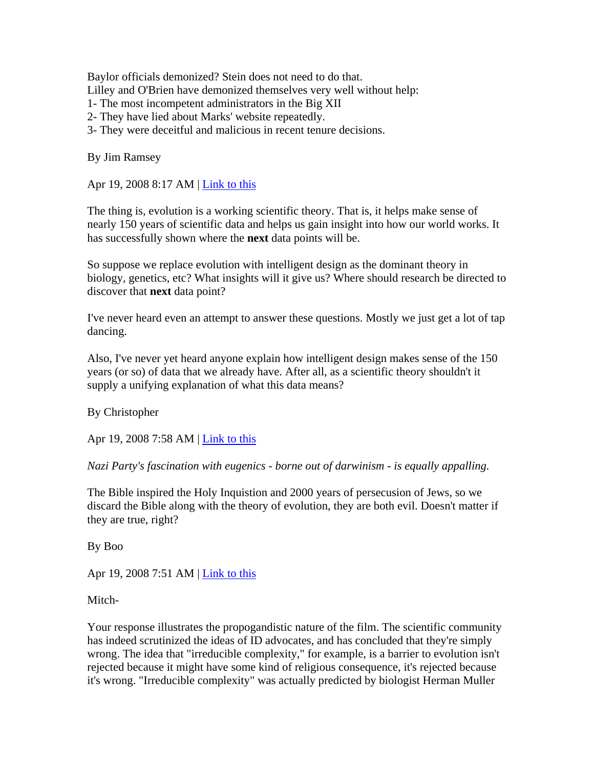Baylor officials demonized? Stein does not need to do that.
Lilley and O'Brien have demonized themselves very well without help:
1- The most incompetent administrators in the Big XII
2- They have lied about Marks' website repeatedly.
3- They were deceitful and malicious in recent tenure decisions.

By Jim Ramsey

Apr 19, 2008 8:17 AM | Link to this

The thing is, evolution is a working scientific theory. That is, it helps make sense of nearly 150 years of scientific data and helps us gain insight into how our world works. It has successfully shown where the **next** data points will be.

So suppose we replace evolution with intelligent design as the dominant theory in biology, genetics, etc? What insights will it give us? Where should research be directed to discover that **next** data point?

I've never heard even an attempt to answer these questions. Mostly we just get a lot of tap dancing.

Also, I've never yet heard anyone explain how intelligent design makes sense of the 150 years (or so) of data that we already have. After all, as a scientific theory shouldn't it supply a unifying explanation of what this data means?

By Christopher

Apr 19, 2008 7:58 AM | Link to this

*Nazi Party's fascination with eugenics - borne out of darwinism - is equally appalling.*

The Bible inspired the Holy Inquistion and 2000 years of persecusion of Jews, so we discard the Bible along with the theory of evolution, they are both evil. Doesn't matter if they are true, right?

By Boo

Apr 19, 2008 7:51 AM | Link to this

Mitch-

Your response illustrates the propogandistic nature of the film. The scientific community has indeed scrutinized the ideas of ID advocates, and has concluded that they're simply wrong. The idea that "irreducible complexity," for example, is a barrier to evolution isn't rejected because it might have some kind of religious consequence, it's rejected because it's wrong. "Irreducible complexity" was actually predicted by biologist Herman Muller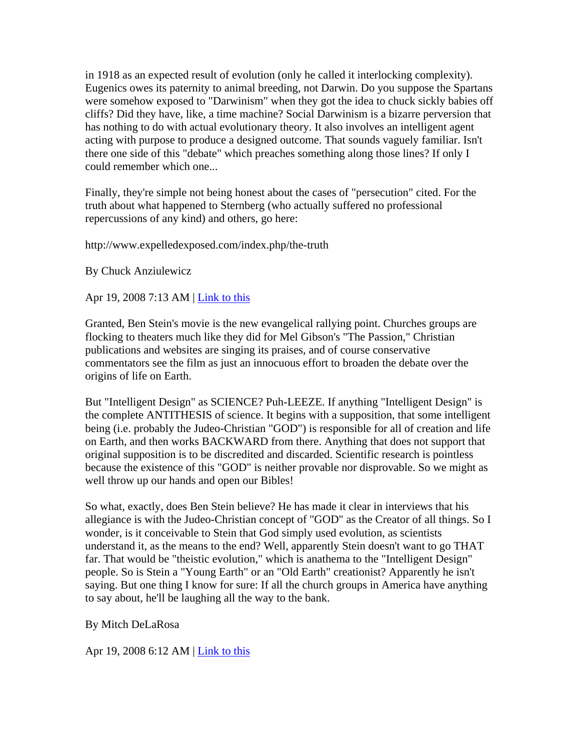in 1918 as an expected result of evolution (only he called it interlocking complexity). Eugenics owes its paternity to animal breeding, not Darwin. Do you suppose the Spartans were somehow exposed to "Darwinism" when they got the idea to chuck sickly babies off cliffs? Did they have, like, a time machine? Social Darwinism is a bizarre perversion that has nothing to do with actual evolutionary theory. It also involves an intelligent agent acting with purpose to produce a designed outcome. That sounds vaguely familiar. Isn't there one side of this "debate" which preaches something along those lines? If only I could remember which one...

Finally, they're simple not being honest about the cases of "persecution" cited. For the truth about what happened to Sternberg (who actually suffered no professional repercussions of any kind) and others, go here:

http://www.expelledexposed.com/index.php/the-truth

By Chuck Anziulewicz

Apr 19, 2008 7:13 AM | Link to this

Granted, Ben Stein's movie is the new evangelical rallying point. Churches groups are flocking to theaters much like they did for Mel Gibson's "The Passion," Christian publications and websites are singing its praises, and of course conservative commentators see the film as just an innocuous effort to broaden the debate over the origins of life on Earth.

But "Intelligent Design" as SCIENCE? Puh-LEEZE. If anything "Intelligent Design" is the complete ANTITHESIS of science. It begins with a supposition, that some intelligent being (i.e. probably the Judeo-Christian "GOD") is responsible for all of creation and life on Earth, and then works BACKWARD from there. Anything that does not support that original supposition is to be discredited and discarded. Scientific research is pointless because the existence of this "GOD" is neither provable nor disprovable. So we might as well throw up our hands and open our Bibles!

So what, exactly, does Ben Stein believe? He has made it clear in interviews that his allegiance is with the Judeo-Christian concept of "GOD" as the Creator of all things. So I wonder, is it conceivable to Stein that God simply used evolution, as scientists understand it, as the means to the end? Well, apparently Stein doesn't want to go THAT far. That would be "theistic evolution," which is anathema to the "Intelligent Design" people. So is Stein a "Young Earth" or an "Old Earth" creationist? Apparently he isn't saying. But one thing I know for sure: If all the church groups in America have anything to say about, he'll be laughing all the way to the bank.

By Mitch DeLaRosa

Apr 19, 2008 6:12 AM | Link to this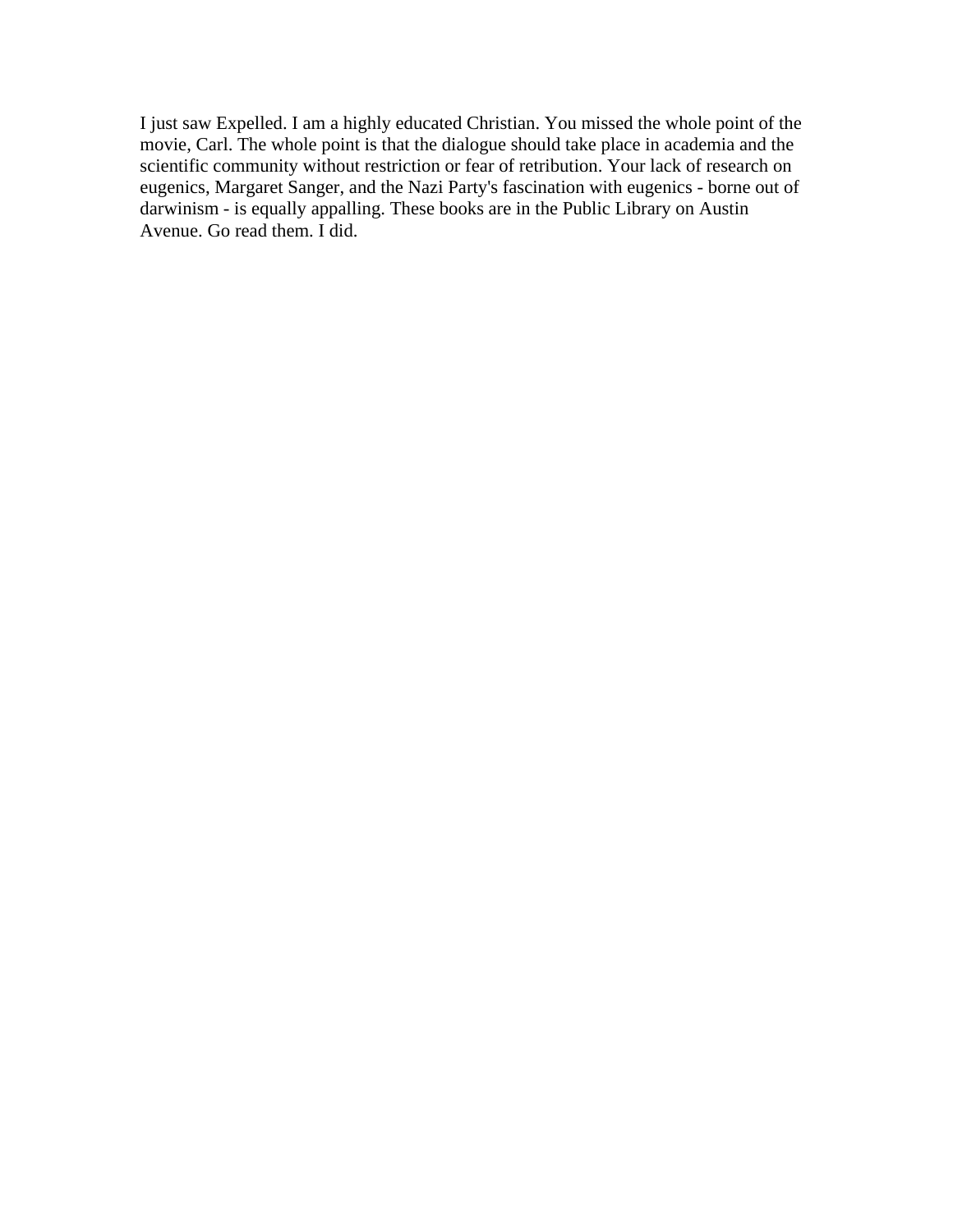I just saw Expelled. I am a highly educated Christian. You missed the whole point of the movie, Carl. The whole point is that the dialogue should take place in academia and the scientific community without restriction or fear of retribution. Your lack of research on eugenics, Margaret Sanger, and the Nazi Party's fascination with eugenics - borne out of darwinism - is equally appalling. These books are in the Public Library on Austin Avenue. Go read them. I did.